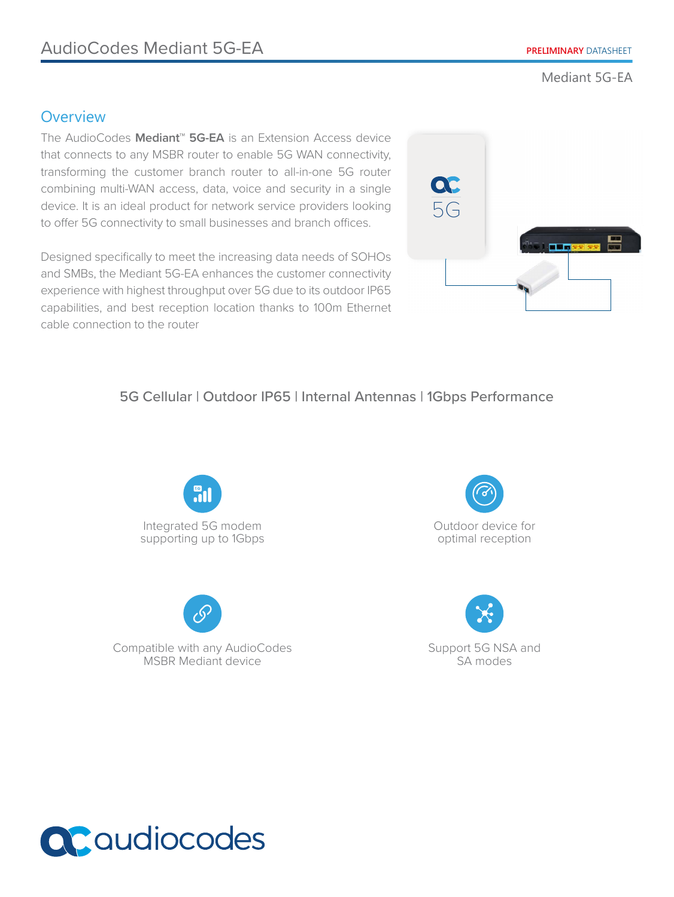Mediant 5G-EA

## Overview

The AudioCodes **Mediant™ 5G-EA** is an Extension Access device that connects to any MSBR router to enable 5G WAN connectivity, transforming the customer branch router to all-in-one 5G router combining multi-WAN access, data, voice and security in a single device. It is an ideal product for network service providers looking to offer 5G connectivity to small businesses and branch offices.

Designed specifically to meet the increasing data needs of SOHOs and SMBs, the Mediant 5G-EA enhances the customer connectivity experience with highest throughput over 5G due to its outdoor IP65 capabilities, and best reception location thanks to 100m Ethernet cable connection to the router

### 5G Cellular | Outdoor IP65 | Internal Antennas | 1Gbps Performance

- Integrated 5G modem supporting up to 1Gbps
- Outdoor device for optimal reception
- Compatible with any AudioCodes MSBR Mediant device
- Support 5G NSA and SA modes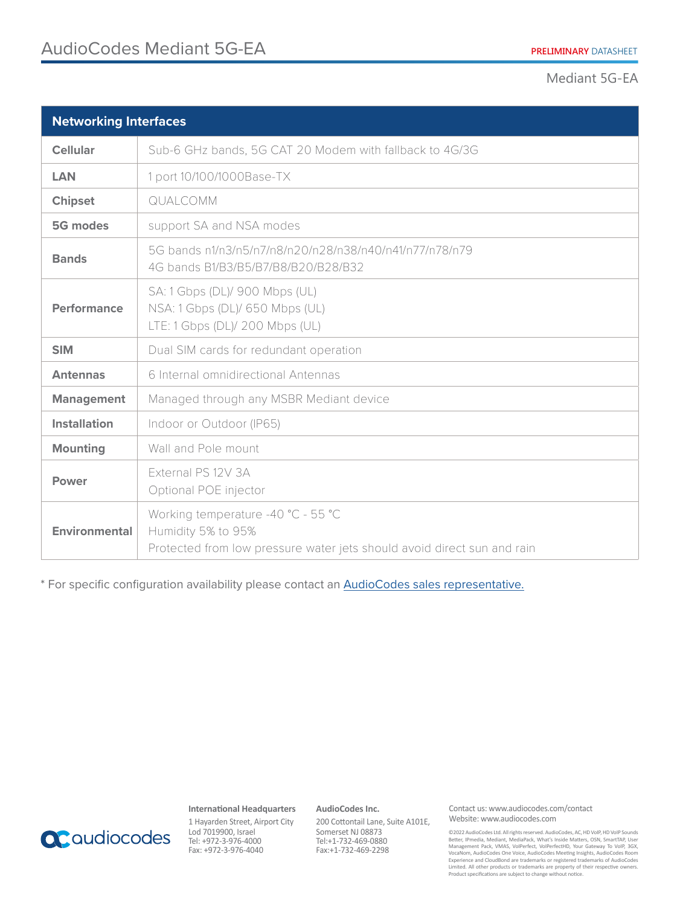Mediant 5G-EA

| Networking Interfaces | |
|---|---|
| **Cellular** | Sub-6 GHz bands, 5G CAT 20 Modem with fallback to 4G/3G |
| **LAN** | 1 port 10/100/1000Base-TX |
| **Chipset** | QUALCOMM |
| **5G modes** | support SA and NSA modes |
| **Bands** | 5G bands n1/n3/n5/n7/n8/n20/n28/n38/n40/n41/n77/n78/n79<br>4G bands B1/B3/B5/B7/B8/B20/B28/B32 |
| **Performance** | SA: 1 Gbps (DL)/ 900 Mbps (UL)<br>NSA: 1 Gbps (DL)/ 650 Mbps (UL)<br>LTE: 1 Gbps (DL)/ 200 Mbps (UL) |
| **SIM** | Dual SIM cards for redundant operation |
| **Antennas** | 6 Internal omnidirectional Antennas |
| **Management** | Managed through any MSBR Mediant device |
| **Installation** | Indoor or Outdoor (IP65) |
| **Mounting** | Wall and Pole mount |
| **Power** | External PS 12V 3A<br>Optional POE injector |
| **Environmental** | Working temperature -40 °C - 55 °C<br>Humidity 5% to 95%<br>Protected from low pressure water jets should avoid direct sun and rain |

* For specific configuration availability please contact an AudioCodes sales representative.

**International Headquarters**
1 Hayarden Street, Airport City
Lod 7019900, Israel
Tel: +972-3-976-4000
Fax: +972-3-976-4040

**AudioCodes Inc.**
200 Cottontail Lane, Suite A101E,
Somerset NJ 08873
Tel:+1-732-469-0880
Fax:+1-732-469-2298

Contact us: www.audiocodes.com/contact
Website: www.audiocodes.com

©2022 AudioCodes Ltd. All rights reserved. AudioCodes, AC, HD VoIP, HD VoIP Sounds Better, IPmedia, Mediant, MediaPack, What's Inside Matters, OSN, SmartTAP, User Management Pack, VMAS, VoIPerfect, VoIPerfectHD, Your Gateway To VoIP, 3GX, VocaNom, AudioCodes One Voice, AudioCodes Meeting Insights, AudioCodes Room Experience and CloudBond are trademarks or registered trademarks of AudioCodes Limited. All other products or trademarks are property of their respective owners. Product specifications are subject to change without notice.